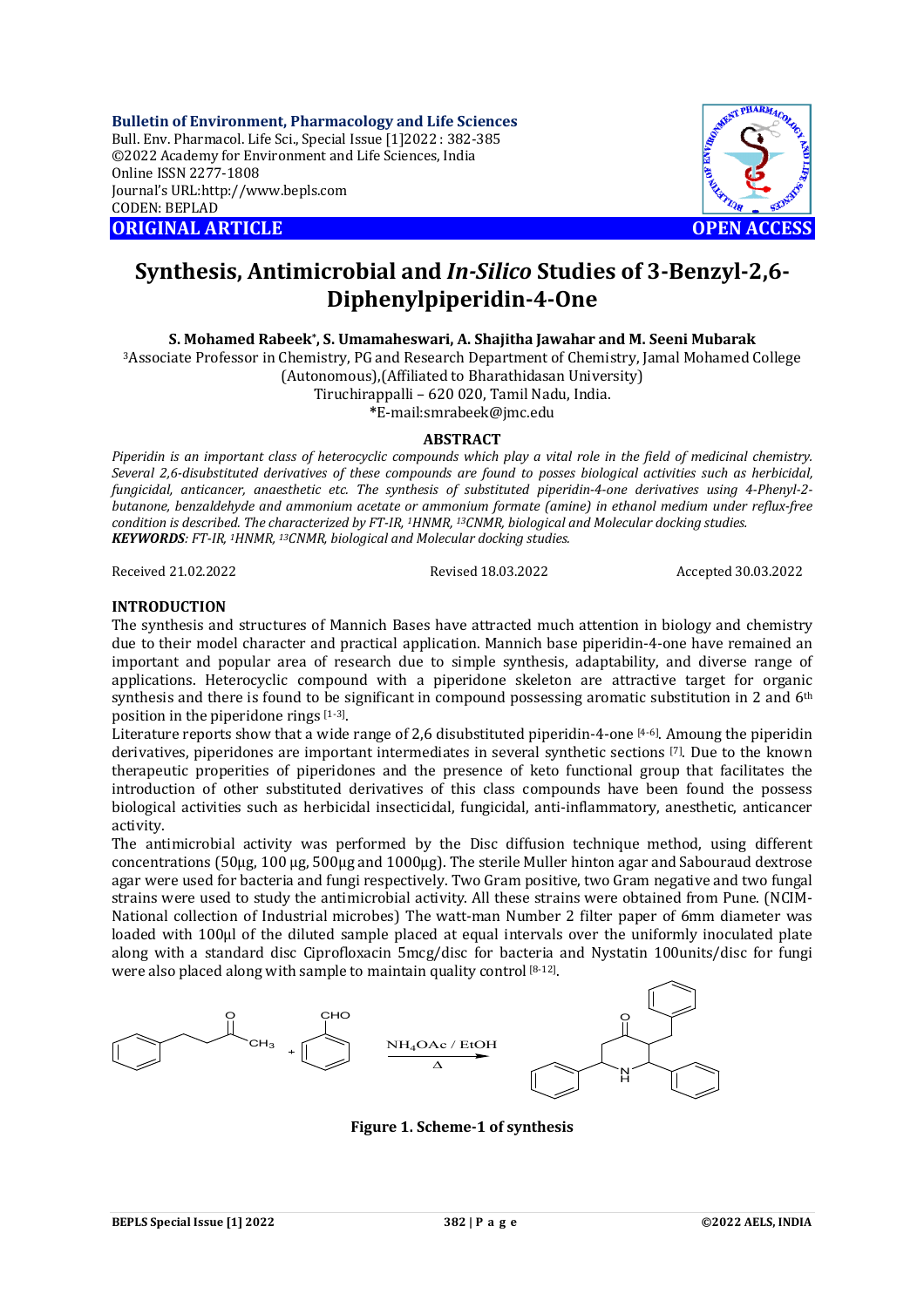**Bulletin of Environment, Pharmacology and Life Sciences**
Bull. Env. Pharmacol. Life Sci., Special Issue [1]2022 : 382-385
©2022 Academy for Environment and Life Sciences, India
Online ISSN 2277-1808
Journal's URL:http://www.bepls.com
CODEN: BEPLAD

**ORIGINAL ARTICLE** **OPEN ACCESS**

# Synthesis, Antimicrobial and *In-Silico* Studies of 3-Benzyl-2,6-Diphenylpiperidin-4-One

**S. Mohamed Rabeek\*, S. Umamaheswari, A. Shajitha Jawahar and M. Seeni Mubarak**

[3]Associate Professor in Chemistry, PG and Research Department of Chemistry, Jamal Mohamed College (Autonomous),(Affiliated to Bharathidasan University)
Tiruchirappalli – 620 020, Tamil Nadu, India.
\*E-mail:smrabeek@jmc.edu

## ABSTRACT

*Piperidin is an important class of heterocyclic compounds which play a vital role in the field of medicinal chemistry. Several 2,6-disubstituted derivatives of these compounds are found to posses biological activities such as herbicidal, fungicidal, anticancer, anaesthetic etc. The synthesis of substituted piperidin-4-one derivatives using 4-Phenyl-2-butanone, benzaldehyde and ammonium acetate or ammonium formate (amine) in ethanol medium under reflux-free condition is described. The characterized by FT-IR, [1]HNMR, [13]CNMR, biological and Molecular docking studies.*

***KEYWORDS**: FT-IR, [1]HNMR, [13]CNMR, biological and Molecular docking studies.*

Received 21.02.2022 Revised 18.03.2022 Accepted 30.03.2022

## INTRODUCTION

The synthesis and structures of Mannich Bases have attracted much attention in biology and chemistry due to their model character and practical application. Mannich base piperidin-4-one have remained an important and popular area of research due to simple synthesis, adaptability, and diverse range of applications. Heterocyclic compound with a piperidone skeleton are attractive target for organic synthesis and there is found to be significant in compound possessing aromatic substitution in 2 and 6[th] position in the piperidone rings [1-3].

Literature reports show that a wide range of 2,6 disubstituted piperidin-4-one [4-6]. Amoung the piperidin derivatives, piperidones are important intermediates in several synthetic sections [7]. Due to the known therapeutic properities of piperidones and the presence of keto functional group that facilitates the introduction of other substituted derivatives of this class compounds have been found the possess biological activities such as herbicidal insecticidal, fungicidal, anti-inflammatory, anesthetic, anticancer activity.

The antimicrobial activity was performed by the Disc diffusion technique method, using different concentrations (50µg, 100 µg, 500µg and 1000µg). The sterile Muller hinton agar and Sabouraud dextrose agar were used for bacteria and fungi respectively. Two Gram positive, two Gram negative and two fungal strains were used to study the antimicrobial activity. All these strains were obtained from Pune. (NCIM-National collection of Industrial microbes) The watt-man Number 2 filter paper of 6mm diameter was loaded with 100µl of the diluted sample placed at equal intervals over the uniformly inoculated plate along with a standard disc Ciprofloxacin 5mcg/disc for bacteria and Nystatin 100units/disc for fungi were also placed along with sample to maintain quality control [8-12].

$NH_4OAc$ / EtOH, Δ

**Figure 1. Scheme-1 of synthesis**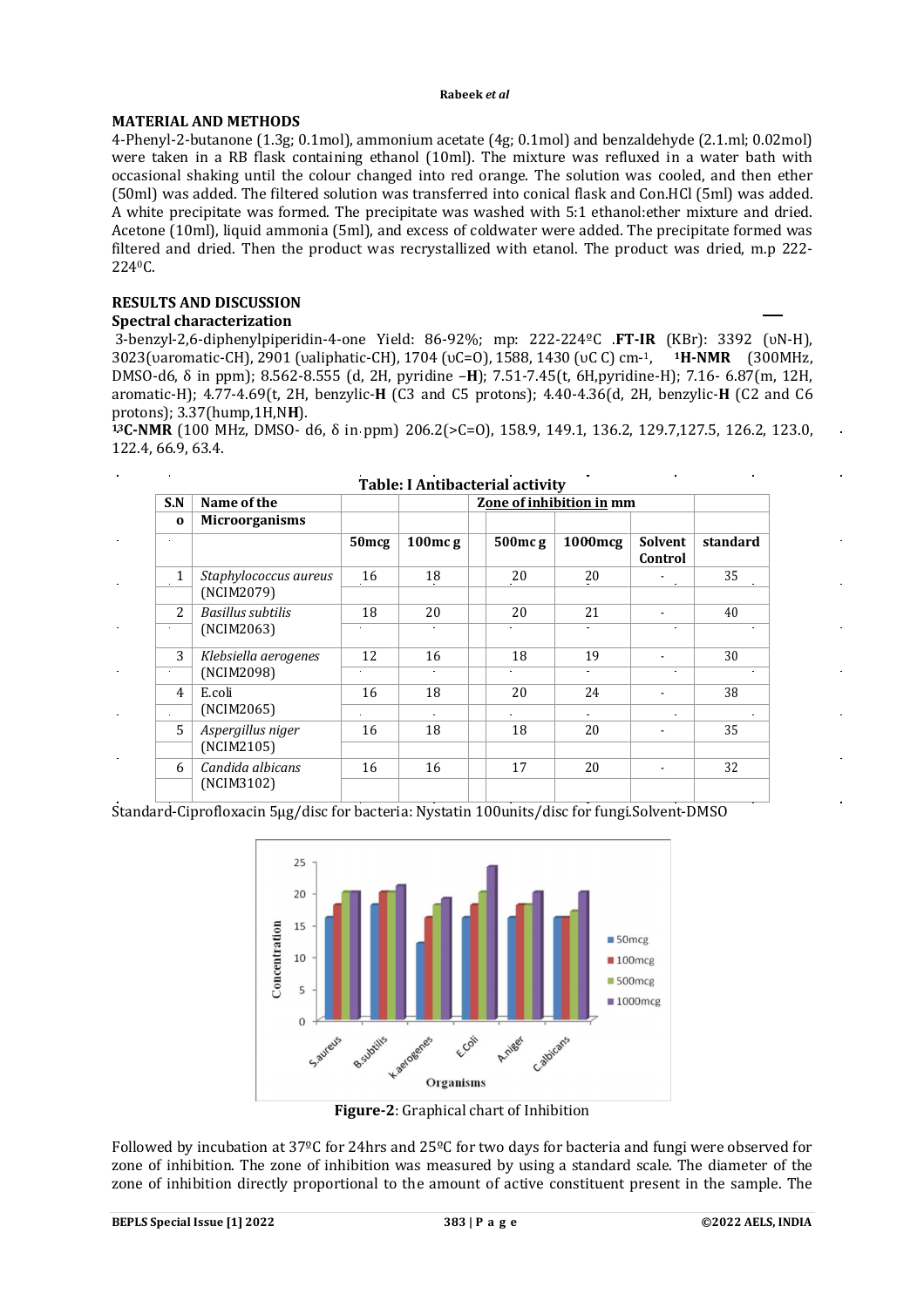## MATERIAL AND METHODS

4-Phenyl-2-butanone (1.3g; 0.1mol), ammonium acetate (4g; 0.1mol) and benzaldehyde (2.1ml; 0.02mol) were taken in a RB flask containing ethanol (10ml). The mixture was refluxed in a water bath with occasional shaking until the colour changed into red orange. The solution was cooled, and then ether (50ml) was added. The filtered solution was transferred into conical flask and Con.HCl (5ml) was added. A white precipitate was formed. The precipitate was washed with 5:1 ethanol:ether mixture and dried. Acetone (10ml), liquid ammonia (5ml), and excess of coldwater were added. The precipitate formed was filtered and dried. Then the product was recrystallized with etanol. The product was dried, m.p 222-224$^{0}$C.

## RESULTS AND DISCUSSION

### Spectral characterization

3-benzyl-2,6-diphenylpiperidin-4-one Yield: 86-92%; mp: 222-224ºC .**FT-IR** (KBr): 3392 (υN-H), 3023(υaromatic-CH), 2901 (υaliphatic-CH), 1704 (υC=O), 1588, 1430 (υC C) cm$^{-1}$, **$^{1}$H-NMR** (300MHz, DMSO-d6, δ in ppm); 8.562-8.555 (d, 2H, pyridine –**H**); 7.51-7.45(t, 6H,pyridine-H); 7.16- 6.87(m, 12H, aromatic-H); 4.77-4.69(t, 2H, benzylic-**H** (C3 and C5 protons); 4.40-4.36(d, 2H, benzylic-**H** (C2 and C6 protons); 3.37(hump,1H,N**H**).

**$^{13}$C-NMR** (100 MHz, DMSO- d6, δ in ppm) 206.2(>C=O), 158.9, 149.1, 136.2, 129.7,127.5, 126.2, 123.0, 122.4, 66.9, 63.4.

**Table: I Antibacterial activity**

| S.No | Name of the Microorganisms | Zone of inhibition in mm | | | | | |
|---|---|---|---|---|---|---|---|
| | | 50mcg | 100mcg | 500mcg | 1000mcg | Solvent Control | standard |
| 1 | *Staphylococcus aureus* (NCIM2079) | 16 | 18 | 20 | 20 | - | 35 |
| 2 | *Basillus subtilis* (NCIM2063) | 18 | 20 | 20 | 21 | - | 40 |
| 3 | *Klebsiella aerogenes* (NCIM2098) | 12 | 16 | 18 | 19 | - | 30 |
| 4 | E.coli (NCIM2065) | 16 | 18 | 20 | 24 | - | 38 |
| 5 | *Aspergillus niger* (NCIM2105) | 16 | 18 | 18 | 20 | - | 35 |
| 6 | *Candida albicans* (NCIM3102) | 16 | 16 | 17 | 20 | - | 32 |

Standard-Ciprofloxacin 5μg/disc for bacteria: Nystatin 100units/disc for fungi.Solvent-DMSO

**Figure-2**: Graphical chart of Inhibition

Followed by incubation at 37ºC for 24hrs and 25ºC for two days for bacteria and fungi were observed for zone of inhibition. The zone of inhibition was measured by using a standard scale. The diameter of the zone of inhibition directly proportional to the amount of active constituent present in the sample. The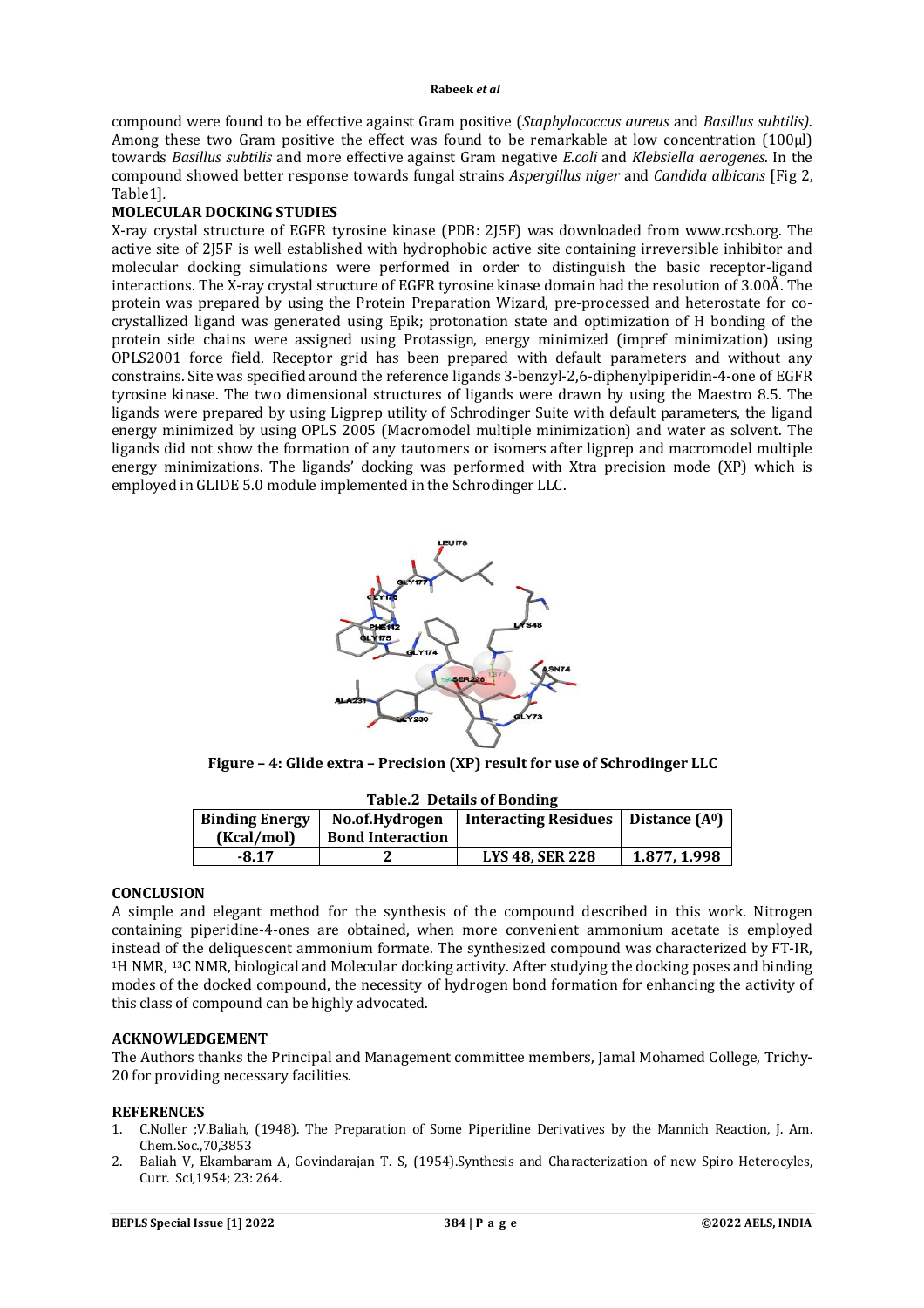compound were found to be effective against Gram positive (*Staphylococcus aureus* and *Basillus subtilis).* Among these two Gram positive the effect was found to be remarkable at low concentration (100µl) towards *Basillus subtilis* and more effective against Gram negative *E.coli* and *Klebsiella aerogenes.* In the compound showed better response towards fungal strains *Aspergillus niger* and *Candida albicans* [Fig 2, Table1].

## MOLECULAR DOCKING STUDIES

X-ray crystal structure of EGFR tyrosine kinase (PDB: 2J5F) was downloaded from www.rcsb.org. The active site of 2J5F is well established with hydrophobic active site containing irreversible inhibitor and molecular docking simulations were performed in order to distinguish the basic receptor-ligand interactions. The X-ray crystal structure of EGFR tyrosine kinase domain had the resolution of 3.00Å. The protein was prepared by using the Protein Preparation Wizard, pre-processed and heterostate for co-crystallized ligand was generated using Epik; protonation state and optimization of H bonding of the protein side chains were assigned using Protassign, energy minimized (impref minimization) using OPLS2001 force field. Receptor grid has been prepared with default parameters and without any constrains. Site was specified around the reference ligands 3-benzyl-2,6-diphenylpiperidin-4-one of EGFR tyrosine kinase. The two dimensional structures of ligands were drawn by using the Maestro 8.5. The ligands were prepared by using Ligprep utility of Schrodinger Suite with default parameters, the ligand energy minimized by using OPLS 2005 (Macromodel multiple minimization) and water as solvent. The ligands did not show the formation of any tautomers or isomers after ligprep and macromodel multiple energy minimizations. The ligands' docking was performed with Xtra precision mode (XP) which is employed in GLIDE 5.0 module implemented in the Schrodinger LLC.

**Figure – 4: Glide extra – Precision (XP) result for use of Schrodinger LLC**

**Table.2 Details of Bonding**

| Binding Energy (Kcal/mol) | No.of.Hydrogen Bond Interaction | Interacting Residues | Distance ($A^0$) |
|---|---|---|---|
| -8.17 | 2 | LYS 48, SER 228 | 1.877, 1.998 |

## CONCLUSION

A simple and elegant method for the synthesis of the compound described in this work. Nitrogen containing piperidine-4-ones are obtained, when more convenient ammonium acetate is employed instead of the deliquescent ammonium formate. The synthesized compound was characterized by FT-IR, $^1$H NMR, $^{13}$C NMR, biological and Molecular docking activity. After studying the docking poses and binding modes of the docked compound, the necessity of hydrogen bond formation for enhancing the activity of this class of compound can be highly advocated.

## ACKNOWLEDGEMENT

The Authors thanks the Principal and Management committee members, Jamal Mohamed College, Trichy-20 for providing necessary facilities.

## REFERENCES

1. C.Noller ;V.Baliah, (1948). The Preparation of Some Piperidine Derivatives by the Mannich Reaction, J. Am. Chem.Soc.,70,3853
2. Baliah V, Ekambaram A, Govindarajan T. S, (1954).Synthesis and Characterization of new Spiro Heterocyles, Curr. Sci,1954; 23: 264.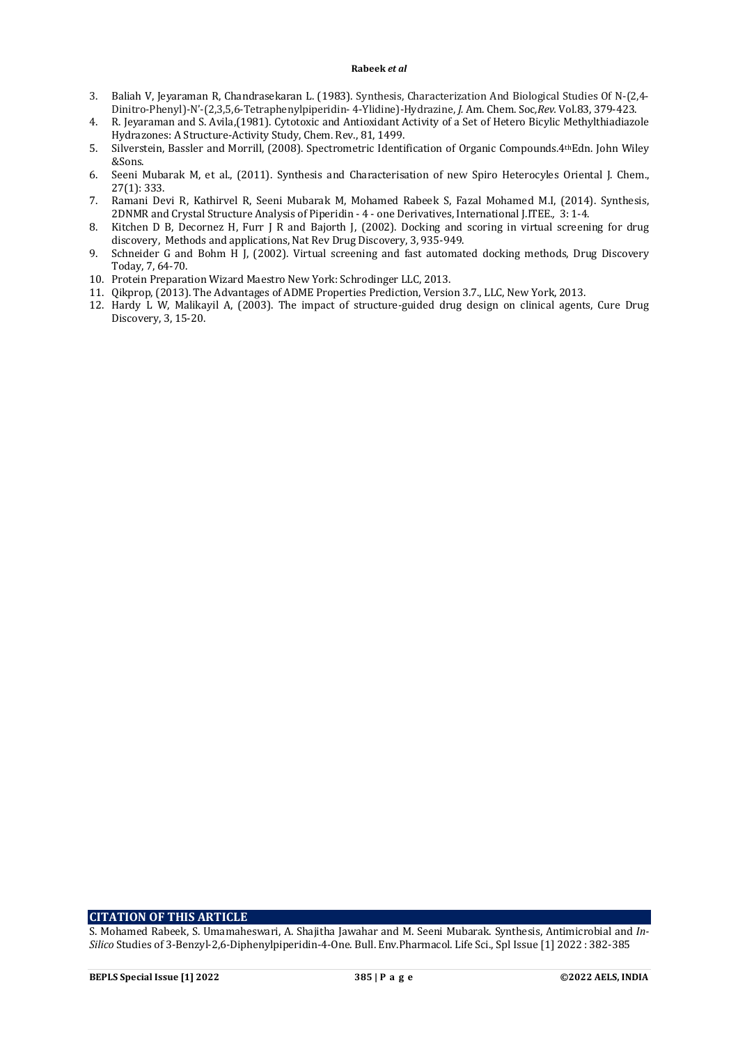3. Baliah V, Jeyaraman R, Chandrasekaran L. (1983). Synthesis, Characterization And Biological Studies Of N-(2,4-Dinitro-Phenyl)-N'-(2,3,5,6-Tetraphenylpiperidin- 4-Ylidine)-Hydrazine, *J.* Am. Chem. Soc,*Rev.* Vol.83, 379-423.
4. R. Jeyaraman and S. Avila,(1981). Cytotoxic and Antioxidant Activity of a Set of Hetero Bicylic Methylthiadiazole Hydrazones: A Structure-Activity Study, Chem. Rev., 81, 1499.
5. Silverstein, Bassler and Morrill, (2008). Spectrometric Identification of Organic Compounds.4thEdn. John Wiley &Sons.
6. Seeni Mubarak M, et al., (2011). Synthesis and Characterisation of new Spiro Heterocyles Oriental J. Chem., 27(1): 333.
7. Ramani Devi R, Kathirvel R, Seeni Mubarak M, Mohamed Rabeek S, Fazal Mohamed M.I, (2014). Synthesis, 2DNMR and Crystal Structure Analysis of Piperidin - 4 - one Derivatives, International J.ITEE., 3: 1-4.
8. Kitchen D B, Decornez H, Furr J R and Bajorth J, (2002). Docking and scoring in virtual screening for drug discovery, Methods and applications, Nat Rev Drug Discovery, 3, 935-949.
9. Schneider G and Bohm H J, (2002). Virtual screening and fast automated docking methods, Drug Discovery Today, 7, 64-70.
10. Protein Preparation Wizard Maestro New York: Schrodinger LLC, 2013.
11. Qikprop, (2013). The Advantages of ADME Properties Prediction, Version 3.7., LLC, New York, 2013.
12. Hardy L W, Malikayil A, (2003). The impact of structure-guided drug design on clinical agents, Cure Drug Discovery, 3, 15-20.

## CITATION OF THIS ARTICLE

S. Mohamed Rabeek, S. Umamaheswari, A. Shajitha Jawahar and M. Seeni Mubarak. Synthesis, Antimicrobial and *In-Silico* Studies of 3-Benzyl-2,6-Diphenylpiperidin-4-One. Bull. Env.Pharmacol. Life Sci., Spl Issue [1] 2022 : 382-385